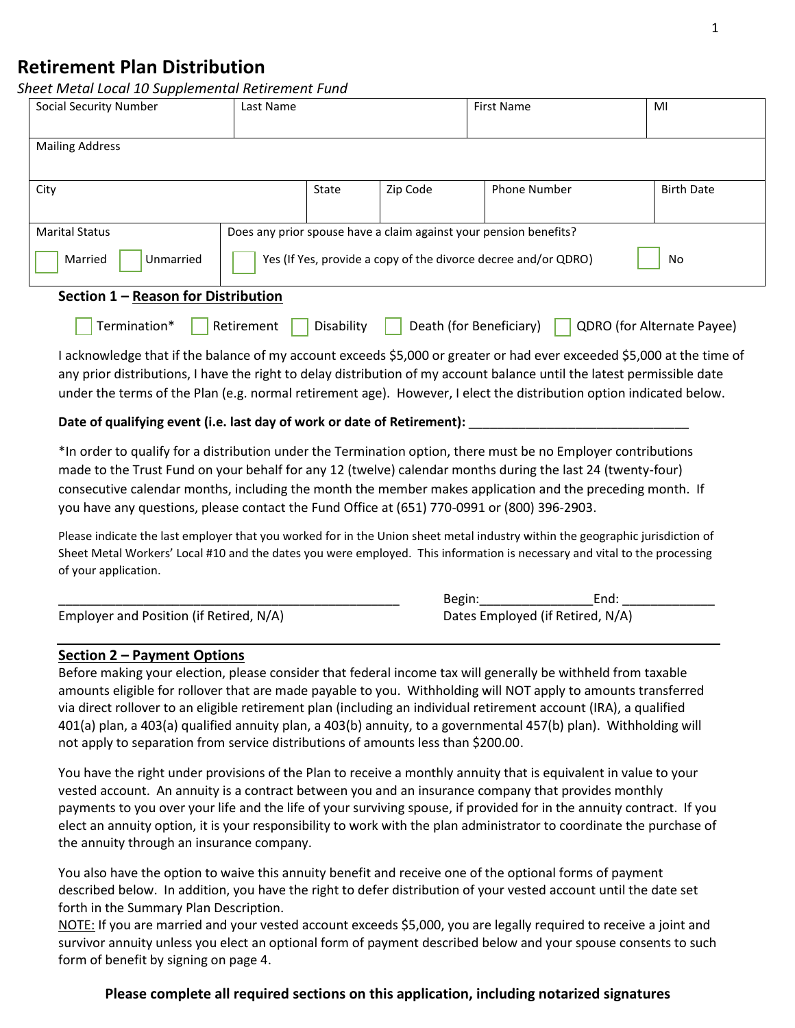# Retirement Plan Distribution

*Sheet Metal Local 10 Supplemental Retirement Fund*

| Social Security Number | Last Name | | | First Name | MI |
|---|---|---|---|---|---|
| Mailing Address | | | | | |
| City | State | Zip Code | | Phone Number | Birth Date |
| Marital Status ☐ Married ☐ Unmarried | Does any prior spouse have a claim against your pension benefits? ☐ Yes (If Yes, provide a copy of the divorce decree and/or QDRO) ☐ No | | | | |

**Section 1 – Reason for Distribution**

☐ Termination* ☐ Retirement ☐ Disability ☐ Death (for Beneficiary) ☐ QDRO (for Alternate Payee)

I acknowledge that if the balance of my account exceeds $5,000 or greater or had ever exceeded $5,000 at the time of any prior distributions, I have the right to delay distribution of my account balance until the latest permissible date under the terms of the Plan (e.g. normal retirement age). However, I elect the distribution option indicated below.

**Date of qualifying event (i.e. last day of work or date of Retirement):** ______________________________

*In order to qualify for a distribution under the Termination option, there must be no Employer contributions made to the Trust Fund on your behalf for any 12 (twelve) calendar months during the last 24 (twenty-four) consecutive calendar months, including the month the member makes application and the preceding month. If you have any questions, please contact the Fund Office at (651) 770-0991 or (800) 396-2903.

Please indicate the last employer that you worked for in the Union sheet metal industry within the geographic jurisdiction of Sheet Metal Workers' Local #10 and the dates you were employed. This information is necessary and vital to the processing of your application.

________________________________________________ Begin:_______________End: _____________

Employer and Position (if Retired, N/A) Dates Employed (if Retired, N/A)

**Section 2 – Payment Options**

Before making your election, please consider that federal income tax will generally be withheld from taxable amounts eligible for rollover that are made payable to you. Withholding will NOT apply to amounts transferred via direct rollover to an eligible retirement plan (including an individual retirement account (IRA), a qualified 401(a) plan, a 403(a) qualified annuity plan, a 403(b) annuity, to a governmental 457(b) plan). Withholding will not apply to separation from service distributions of amounts less than $200.00.

You have the right under provisions of the Plan to receive a monthly annuity that is equivalent in value to your vested account. An annuity is a contract between you and an insurance company that provides monthly payments to you over your life and the life of your surviving spouse, if provided for in the annuity contract. If you elect an annuity option, it is your responsibility to work with the plan administrator to coordinate the purchase of the annuity through an insurance company.

You also have the option to waive this annuity benefit and receive one of the optional forms of payment described below. In addition, you have the right to defer distribution of your vested account until the date set forth in the Summary Plan Description.

NOTE: If you are married and your vested account exceeds $5,000, you are legally required to receive a joint and survivor annuity unless you elect an optional form of payment described below and your spouse consents to such form of benefit by signing on page 4.

**Please complete all required sections on this application, including notarized signatures**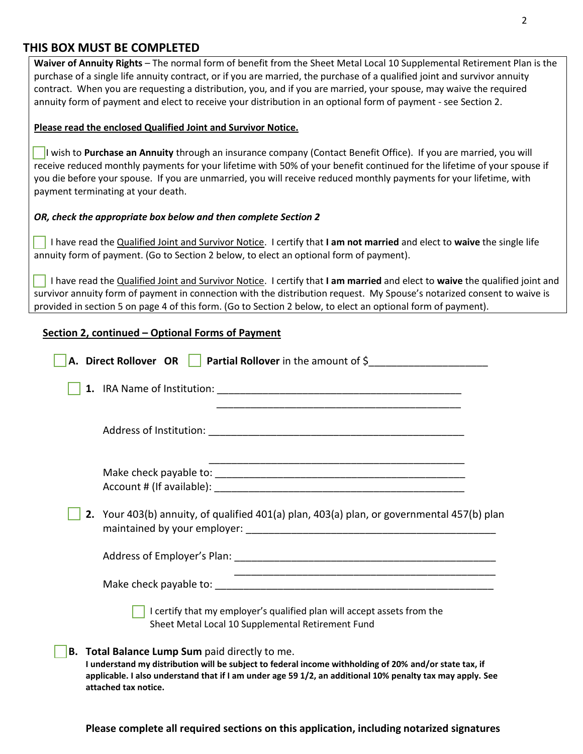## THIS BOX MUST BE COMPLETED

**Waiver of Annuity Rights** – The normal form of benefit from the Sheet Metal Local 10 Supplemental Retirement Plan is the purchase of a single life annuity contract, or if you are married, the purchase of a qualified joint and survivor annuity contract. When you are requesting a distribution, you, and if you are married, your spouse, may waive the required annuity form of payment and elect to receive your distribution in an optional form of payment - see Section 2.

**Please read the enclosed Qualified Joint and Survivor Notice.**

☐ I wish to **Purchase an Annuity** through an insurance company (Contact Benefit Office). If you are married, you will receive reduced monthly payments for your lifetime with 50% of your benefit continued for the lifetime of your spouse if you die before your spouse. If you are unmarried, you will receive reduced monthly payments for your lifetime, with payment terminating at your death.

***OR, check the appropriate box below and then complete Section 2***

☐ I have read the Qualified Joint and Survivor Notice. I certify that **I am not married** and elect to **waive** the single life annuity form of payment. (Go to Section 2 below, to elect an optional form of payment).

☐ I have read the Qualified Joint and Survivor Notice. I certify that **I am married** and elect to **waive** the qualified joint and survivor annuity form of payment in connection with the distribution request. My Spouse's notarized consent to waive is provided in section 5 on page 4 of this form. (Go to Section 2 below, to elect an optional form of payment).

## Section 2, continued – Optional Forms of Payment

☐ **A. Direct Rollover OR** ☐ **Partial Rollover** in the amount of $____________________

☐ **1.** IRA Name of Institution: ____________________________________________
____________________________________________

Address of Institution: ____________________________________________
____________________________________________

Make check payable to: ____________________________________________

Account # (If available): ____________________________________________

☐ **2.** Your 403(b) annuity, of qualified 401(a) plan, 403(a) plan, or governmental 457(b) plan maintained by your employer: ____________________________________________

Address of Employer's Plan: ____________________________________________
____________________________________________

Make check payable to: ____________________________________________

☐ I certify that my employer's qualified plan will accept assets from the Sheet Metal Local 10 Supplemental Retirement Fund

☐ **B. Total Balance Lump Sum** paid directly to me.
**I understand my distribution will be subject to federal income withholding of 20% and/or state tax, if applicable. I also understand that if I am under age 59 1/2, an additional 10% penalty tax may apply. See attached tax notice.**

**Please complete all required sections on this application, including notarized signatures**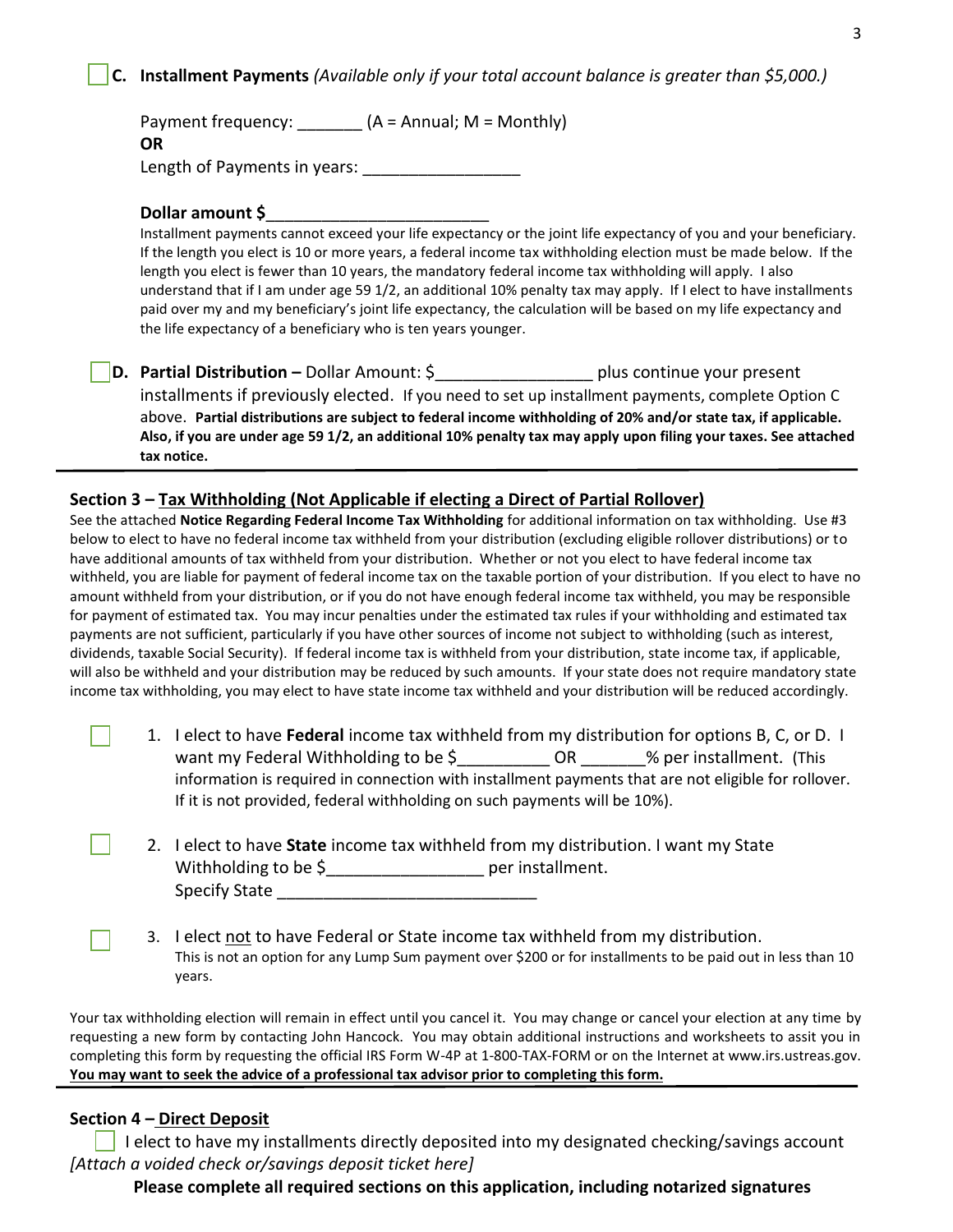☐ **C. Installment Payments** *(Available only if your total account balance is greater than $5,000.)*

Payment frequency: _______ (A = Annual; M = Monthly)

**OR**

Length of Payments in years: ________________

**Dollar amount $________________________**

Installment payments cannot exceed your life expectancy or the joint life expectancy of you and your beneficiary. If the length you elect is 10 or more years, a federal income tax withholding election must be made below. If the length you elect is fewer than 10 years, the mandatory federal income tax withholding will apply. I also understand that if I am under age 59 1/2, an additional 10% penalty tax may apply. If I elect to have installments paid over my and my beneficiary's joint life expectancy, the calculation will be based on my life expectancy and the life expectancy of a beneficiary who is ten years younger.

☐ **D. Partial Distribution –** Dollar Amount: $________________ plus continue your present installments if previously elected. If you need to set up installment payments, complete Option C above. **Partial distributions are subject to federal income withholding of 20% and/or state tax, if applicable. Also, if you are under age 59 1/2, an additional 10% penalty tax may apply upon filing your taxes. See attached tax notice.**

---

### Section 3 – Tax Withholding (Not Applicable if electing a Direct of Partial Rollover)

See the attached **Notice Regarding Federal Income Tax Withholding** for additional information on tax withholding. Use #3 below to elect to have no federal income tax withheld from your distribution (excluding eligible rollover distributions) or to have additional amounts of tax withheld from your distribution. Whether or not you elect to have federal income tax withheld, you are liable for payment of federal income tax on the taxable portion of your distribution. If you elect to have no amount withheld from your distribution, or if you do not have enough federal income tax withheld, you may be responsible for payment of estimated tax. You may incur penalties under the estimated tax rules if your withholding and estimated tax payments are not sufficient, particularly if you have other sources of income not subject to withholding (such as interest, dividends, taxable Social Security). If federal income tax is withheld from your distribution, state income tax, if applicable, will also be withheld and your distribution may be reduced by such amounts. If your state does not require mandatory state income tax withholding, you may elect to have state income tax withheld and your distribution will be reduced accordingly.

☐ 1. I elect to have **Federal** income tax withheld from my distribution for options B, C, or D. I want my Federal Withholding to be $__________ OR _______% per installment. (This information is required in connection with installment payments that are not eligible for rollover. If it is not provided, federal withholding on such payments will be 10%).

☐ 2. I elect to have **State** income tax withheld from my distribution. I want my State Withholding to be $________________ per installment.
Specify State ____________________________

☐ 3. I elect not to have Federal or State income tax withheld from my distribution.
This is not an option for any Lump Sum payment over $200 or for installments to be paid out in less than 10 years.

Your tax withholding election will remain in effect until you cancel it. You may change or cancel your election at any time by requesting a new form by contacting John Hancock. You may obtain additional instructions and worksheets to assit you in completing this form by requesting the official IRS Form W-4P at 1-800-TAX-FORM or on the Internet at www.irs.ustreas.gov. **You may want to seek the advice of a professional tax advisor prior to completing this form.**

---

### Section 4 – Direct Deposit

☐ I elect to have my installments directly deposited into my designated checking/savings account *[Attach a voided check or/savings deposit ticket here]*

**Please complete all required sections on this application, including notarized signatures**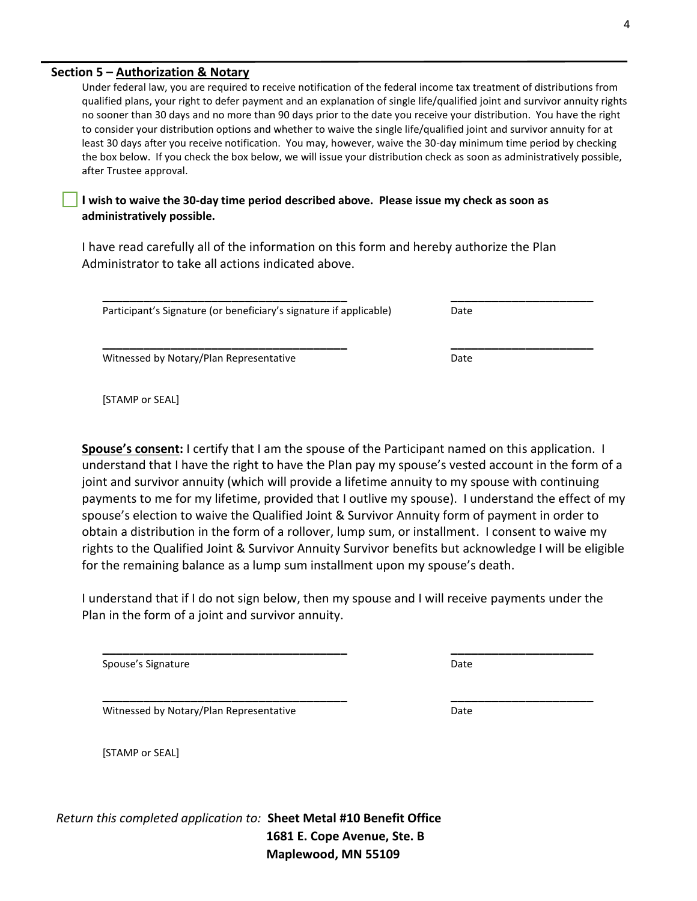## Section 5 – Authorization & Notary

Under federal law, you are required to receive notification of the federal income tax treatment of distributions from qualified plans, your right to defer payment and an explanation of single life/qualified joint and survivor annuity rights no sooner than 30 days and no more than 90 days prior to the date you receive your distribution. You have the right to consider your distribution options and whether to waive the single life/qualified joint and survivor annuity for at least 30 days after you receive notification. You may, however, waive the 30-day minimum time period by checking the box below. If you check the box below, we will issue your distribution check as soon as administratively possible, after Trustee approval.

☐ **I wish to waive the 30-day time period described above. Please issue my check as soon as administratively possible.**

I have read carefully all of the information on this form and hereby authorize the Plan Administrator to take all actions indicated above.

| | |
|---|---|
| ______________________________________ | ______________________ |
| Participant's Signature (or beneficiary's signature if applicable) | Date |
| ______________________________________ | ______________________ |
| Witnessed by Notary/Plan Representative | Date |

[STAMP or SEAL]

**Spouse's consent:** I certify that I am the spouse of the Participant named on this application. I understand that I have the right to have the Plan pay my spouse's vested account in the form of a joint and survivor annuity (which will provide a lifetime annuity to my spouse with continuing payments to me for my lifetime, provided that I outlive my spouse). I understand the effect of my spouse's election to waive the Qualified Joint & Survivor Annuity form of payment in order to obtain a distribution in the form of a rollover, lump sum, or installment. I consent to waive my rights to the Qualified Joint & Survivor Annuity Survivor benefits but acknowledge I will be eligible for the remaining balance as a lump sum installment upon my spouse's death.

I understand that if I do not sign below, then my spouse and I will receive payments under the Plan in the form of a joint and survivor annuity.

| | |
|---|---|
| ______________________________________ | ______________________ |
| Spouse's Signature | Date |
| ______________________________________ | ______________________ |
| Witnessed by Notary/Plan Representative | Date |

[STAMP or SEAL]

*Return this completed application to:* **Sheet Metal #10 Benefit Office**
**1681 E. Cope Avenue, Ste. B**
**Maplewood, MN 55109**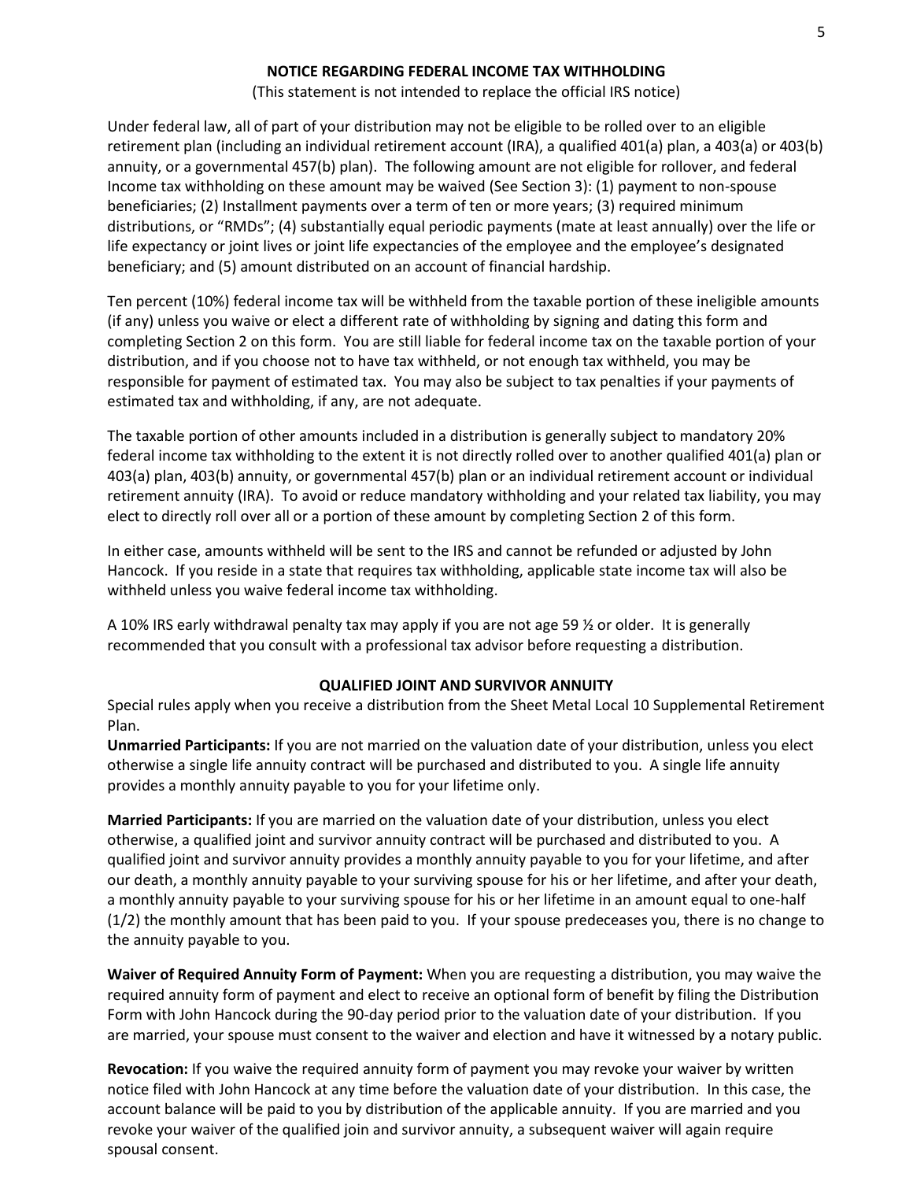## NOTICE REGARDING FEDERAL INCOME TAX WITHHOLDING

(This statement is not intended to replace the official IRS notice)

Under federal law, all of part of your distribution may not be eligible to be rolled over to an eligible retirement plan (including an individual retirement account (IRA), a qualified 401(a) plan, a 403(a) or 403(b) annuity, or a governmental 457(b) plan). The following amount are not eligible for rollover, and federal Income tax withholding on these amount may be waived (See Section 3): (1) payment to non-spouse beneficiaries; (2) Installment payments over a term of ten or more years; (3) required minimum distributions, or "RMDs"; (4) substantially equal periodic payments (mate at least annually) over the life or life expectancy or joint lives or joint life expectancies of the employee and the employee's designated beneficiary; and (5) amount distributed on an account of financial hardship.

Ten percent (10%) federal income tax will be withheld from the taxable portion of these ineligible amounts (if any) unless you waive or elect a different rate of withholding by signing and dating this form and completing Section 2 on this form. You are still liable for federal income tax on the taxable portion of your distribution, and if you choose not to have tax withheld, or not enough tax withheld, you may be responsible for payment of estimated tax. You may also be subject to tax penalties if your payments of estimated tax and withholding, if any, are not adequate.

The taxable portion of other amounts included in a distribution is generally subject to mandatory 20% federal income tax withholding to the extent it is not directly rolled over to another qualified 401(a) plan or 403(a) plan, 403(b) annuity, or governmental 457(b) plan or an individual retirement account or individual retirement annuity (IRA). To avoid or reduce mandatory withholding and your related tax liability, you may elect to directly roll over all or a portion of these amount by completing Section 2 of this form.

In either case, amounts withheld will be sent to the IRS and cannot be refunded or adjusted by John Hancock. If you reside in a state that requires tax withholding, applicable state income tax will also be withheld unless you waive federal income tax withholding.

A 10% IRS early withdrawal penalty tax may apply if you are not age 59 ½ or older. It is generally recommended that you consult with a professional tax advisor before requesting a distribution.

## QUALIFIED JOINT AND SURVIVOR ANNUITY

Special rules apply when you receive a distribution from the Sheet Metal Local 10 Supplemental Retirement Plan.

**Unmarried Participants:** If you are not married on the valuation date of your distribution, unless you elect otherwise a single life annuity contract will be purchased and distributed to you. A single life annuity provides a monthly annuity payable to you for your lifetime only.

**Married Participants:** If you are married on the valuation date of your distribution, unless you elect otherwise, a qualified joint and survivor annuity contract will be purchased and distributed to you. A qualified joint and survivor annuity provides a monthly annuity payable to you for your lifetime, and after our death, a monthly annuity payable to your surviving spouse for his or her lifetime, and after your death, a monthly annuity payable to your surviving spouse for his or her lifetime in an amount equal to one-half (1/2) the monthly amount that has been paid to you. If your spouse predeceases you, there is no change to the annuity payable to you.

**Waiver of Required Annuity Form of Payment:** When you are requesting a distribution, you may waive the required annuity form of payment and elect to receive an optional form of benefit by filing the Distribution Form with John Hancock during the 90-day period prior to the valuation date of your distribution. If you are married, your spouse must consent to the waiver and election and have it witnessed by a notary public.

**Revocation:** If you waive the required annuity form of payment you may revoke your waiver by written notice filed with John Hancock at any time before the valuation date of your distribution. In this case, the account balance will be paid to you by distribution of the applicable annuity. If you are married and you revoke your waiver of the qualified join and survivor annuity, a subsequent waiver will again require spousal consent.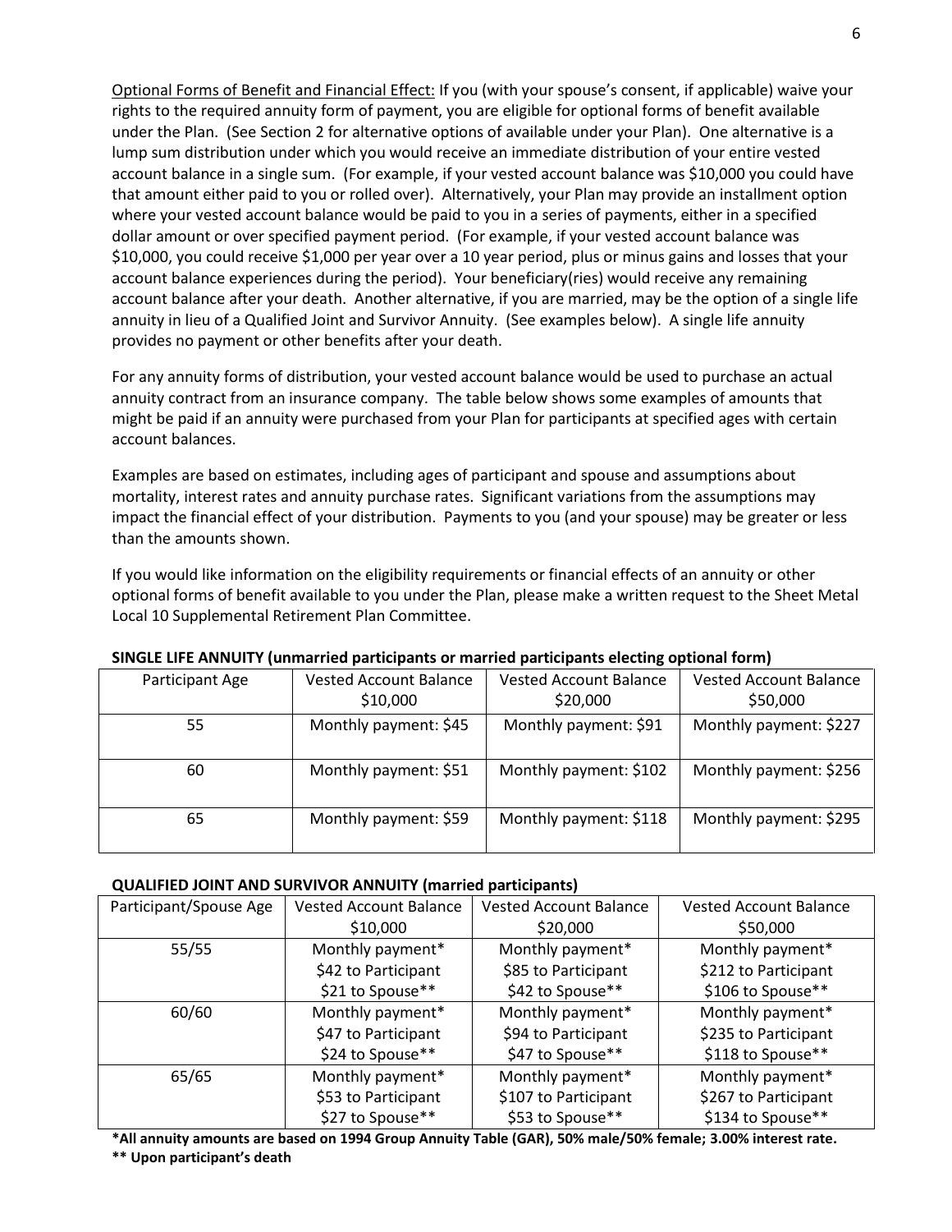Optional Forms of Benefit and Financial Effect: If you (with your spouse's consent, if applicable) waive your rights to the required annuity form of payment, you are eligible for optional forms of benefit available under the Plan. (See Section 2 for alternative options of available under your Plan). One alternative is a lump sum distribution under which you would receive an immediate distribution of your entire vested account balance in a single sum. (For example, if your vested account balance was $10,000 you could have that amount either paid to you or rolled over). Alternatively, your Plan may provide an installment option where your vested account balance would be paid to you in a series of payments, either in a specified dollar amount or over specified payment period. (For example, if your vested account balance was $10,000, you could receive $1,000 per year over a 10 year period, plus or minus gains and losses that your account balance experiences during the period). Your beneficiary(ries) would receive any remaining account balance after your death. Another alternative, if you are married, may be the option of a single life annuity in lieu of a Qualified Joint and Survivor Annuity. (See examples below). A single life annuity provides no payment or other benefits after your death.

For any annuity forms of distribution, your vested account balance would be used to purchase an actual annuity contract from an insurance company. The table below shows some examples of amounts that might be paid if an annuity were purchased from your Plan for participants at specified ages with certain account balances.

Examples are based on estimates, including ages of participant and spouse and assumptions about mortality, interest rates and annuity purchase rates. Significant variations from the assumptions may impact the financial effect of your distribution. Payments to you (and your spouse) may be greater or less than the amounts shown.

If you would like information on the eligibility requirements or financial effects of an annuity or other optional forms of benefit available to you under the Plan, please make a written request to the Sheet Metal Local 10 Supplemental Retirement Plan Committee.

**SINGLE LIFE ANNUITY (unmarried participants or married participants electing optional form)**

| Participant Age | Vested Account Balance $10,000 | Vested Account Balance $20,000 | Vested Account Balance $50,000 |
|---|---|---|---|
| 55 | Monthly payment: $45 | Monthly payment: $91 | Monthly payment: $227 |
| 60 | Monthly payment: $51 | Monthly payment: $102 | Monthly payment: $256 |
| 65 | Monthly payment: $59 | Monthly payment: $118 | Monthly payment: $295 |

**QUALIFIED JOINT AND SURVIVOR ANNUITY (married participants)**

| Participant/Spouse Age | Vested Account Balance $10,000 | Vested Account Balance $20,000 | Vested Account Balance $50,000 |
|---|---|---|---|
| 55/55 | Monthly payment* $42 to Participant $21 to Spouse** | Monthly payment* $85 to Participant $42 to Spouse** | Monthly payment* $212 to Participant $106 to Spouse** |
| 60/60 | Monthly payment* $47 to Participant $24 to Spouse** | Monthly payment* $94 to Participant $47 to Spouse** | Monthly payment* $235 to Participant $118 to Spouse** |
| 65/65 | Monthly payment* $53 to Participant $27 to Spouse** | Monthly payment* $107 to Participant $53 to Spouse** | Monthly payment* $267 to Participant $134 to Spouse** |

**\*All annuity amounts are based on 1994 Group Annuity Table (GAR), 50% male/50% female; 3.00% interest rate.**

**\*\* Upon participant's death**